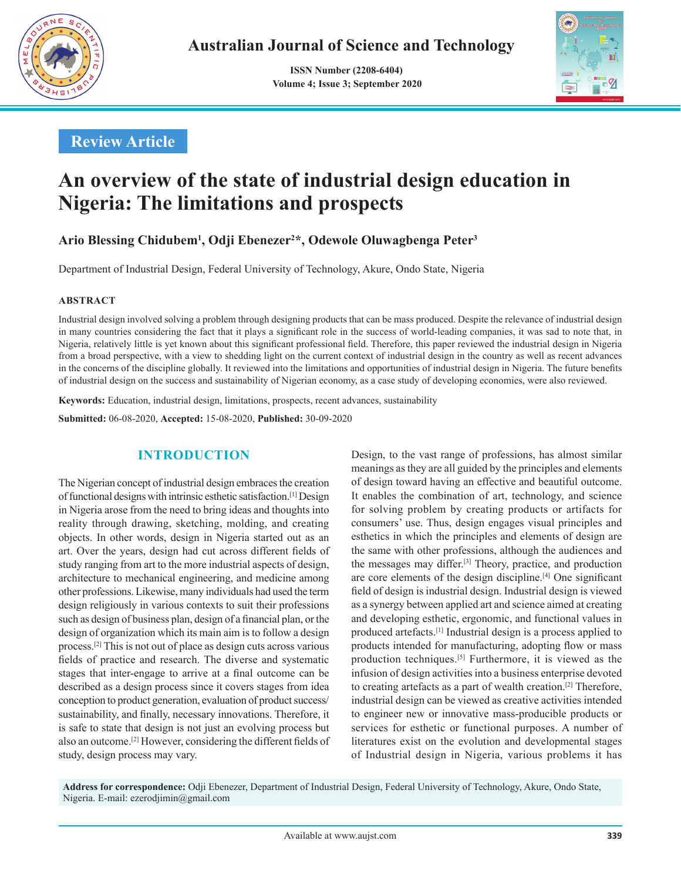Review Article

# An overview of the state of industrial design education in Nigeria: The limitations and prospects

**Ario Blessing Chidubem[1], Odji Ebenezer[2]*, Odewole Oluwagbenga Peter[3]**

Department of Industrial Design, Federal University of Technology, Akure, Ondo State, Nigeria

## ABSTRACT

Industrial design involved solving a problem through designing products that can be mass produced. Despite the relevance of industrial design in many countries considering the fact that it plays a significant role in the success of world-leading companies, it was sad to note that, in Nigeria, relatively little is yet known about this significant professional field. Therefore, this paper reviewed the industrial design in Nigeria from a broad perspective, with a view to shedding light on the current context of industrial design in the country as well as recent advances in the concerns of the discipline globally. It reviewed into the limitations and opportunities of industrial design in Nigeria. The future benefits of industrial design on the success and sustainability of Nigerian economy, as a case study of developing economies, were also reviewed.

**Keywords:** Education, industrial design, limitations, prospects, recent advances, sustainability

**Submitted:** 06-08-2020, **Accepted:** 15-08-2020, **Published:** 30-09-2020

## INTRODUCTION

The Nigerian concept of industrial design embraces the creation of functional designs with intrinsic esthetic satisfaction.[1] Design in Nigeria arose from the need to bring ideas and thoughts into reality through drawing, sketching, molding, and creating objects. In other words, design in Nigeria started out as an art. Over the years, design had cut across different fields of study ranging from art to the more industrial aspects of design, architecture to mechanical engineering, and medicine among other professions. Likewise, many individuals had used the term design religiously in various contexts to suit their professions such as design of business plan, design of a financial plan, or the design of organization which its main aim is to follow a design process.[2] This is not out of place as design cuts across various fields of practice and research. The diverse and systematic stages that inter-engage to arrive at a final outcome can be described as a design process since it covers stages from idea conception to product generation, evaluation of product success/sustainability, and finally, necessary innovations. Therefore, it is safe to state that design is not just an evolving process but also an outcome.[2] However, considering the different fields of study, design process may vary.

Design, to the vast range of professions, has almost similar meanings as they are all guided by the principles and elements of design toward having an effective and beautiful outcome. It enables the combination of art, technology, and science for solving problem by creating products or artifacts for consumers' use. Thus, design engages visual principles and esthetics in which the principles and elements of design are the same with other professions, although the audiences and the messages may differ.[3] Theory, practice, and production are core elements of the design discipline.[4] One significant field of design is industrial design. Industrial design is viewed as a synergy between applied art and science aimed at creating and developing esthetic, ergonomic, and functional values in produced artefacts.[1] Industrial design is a process applied to products intended for manufacturing, adopting flow or mass production techniques.[5] Furthermore, it is viewed as the infusion of design activities into a business enterprise devoted to creating artefacts as a part of wealth creation.[2] Therefore, industrial design can be viewed as creative activities intended to engineer new or innovative mass-producible products or services for esthetic or functional purposes. A number of literatures exist on the evolution and developmental stages of Industrial design in Nigeria, various problems it has

**Address for correspondence:** Odji Ebenezer, Department of Industrial Design, Federal University of Technology, Akure, Ondo State, Nigeria. E-mail: ezerodjimin@gmail.com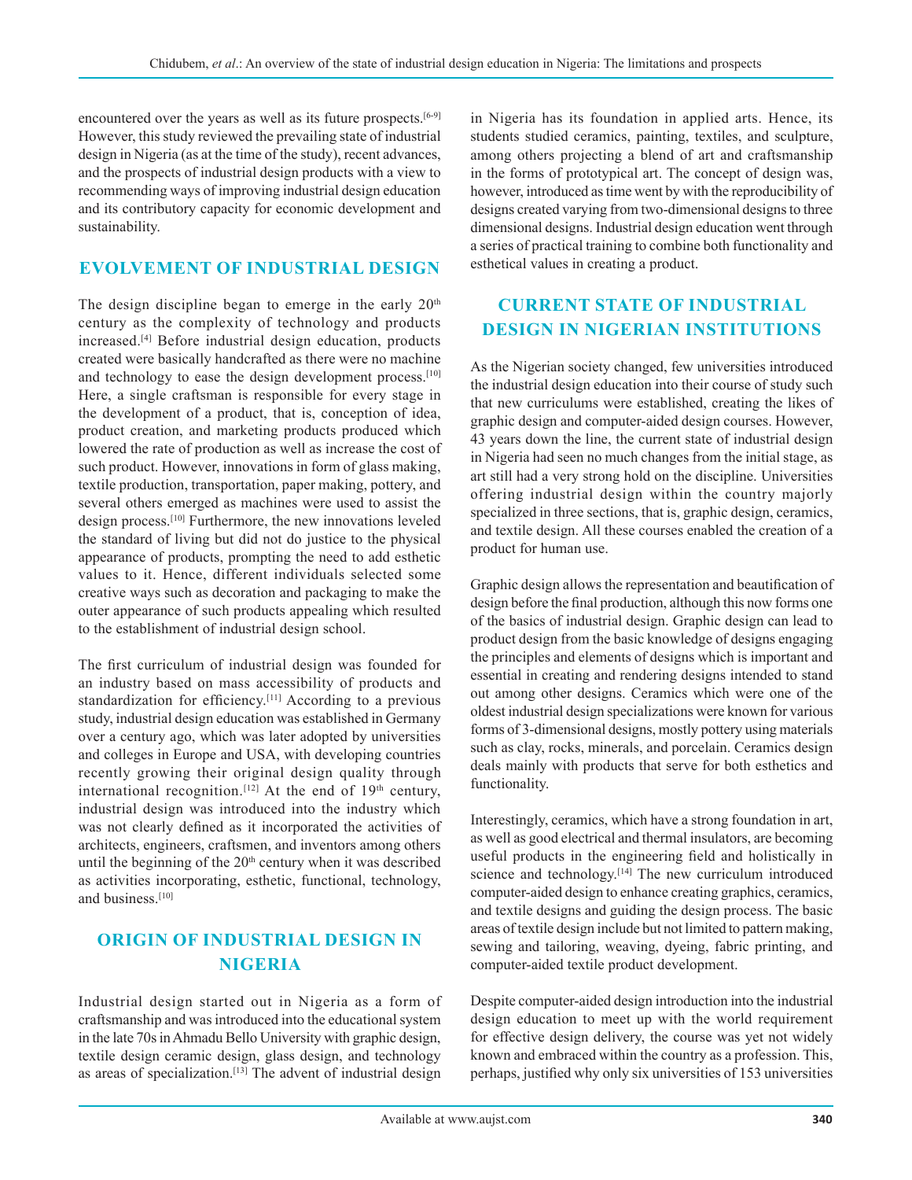encountered over the years as well as its future prospects.[6-9] However, this study reviewed the prevailing state of industrial design in Nigeria (as at the time of the study), recent advances, and the prospects of industrial design products with a view to recommending ways of improving industrial design education and its contributory capacity for economic development and sustainability.

## EVOLVEMENT OF INDUSTRIAL DESIGN

The design discipline began to emerge in the early 20th century as the complexity of technology and products increased.[4] Before industrial design education, products created were basically handcrafted as there were no machine and technology to ease the design development process.[10] Here, a single craftsman is responsible for every stage in the development of a product, that is, conception of idea, product creation, and marketing products produced which lowered the rate of production as well as increase the cost of such product. However, innovations in form of glass making, textile production, transportation, paper making, pottery, and several others emerged as machines were used to assist the design process.[10] Furthermore, the new innovations leveled the standard of living but did not do justice to the physical appearance of products, prompting the need to add esthetic values to it. Hence, different individuals selected some creative ways such as decoration and packaging to make the outer appearance of such products appealing which resulted to the establishment of industrial design school.

The first curriculum of industrial design was founded for an industry based on mass accessibility of products and standardization for efficiency.[11] According to a previous study, industrial design education was established in Germany over a century ago, which was later adopted by universities and colleges in Europe and USA, with developing countries recently growing their original design quality through international recognition.[12] At the end of 19th century, industrial design was introduced into the industry which was not clearly defined as it incorporated the activities of architects, engineers, craftsmen, and inventors among others until the beginning of the 20th century when it was described as activities incorporating, esthetic, functional, technology, and business.[10]

## ORIGIN OF INDUSTRIAL DESIGN IN NIGERIA

Industrial design started out in Nigeria as a form of craftsmanship and was introduced into the educational system in the late 70s in Ahmadu Bello University with graphic design, textile design ceramic design, glass design, and technology as areas of specialization.[13] The advent of industrial design in Nigeria has its foundation in applied arts. Hence, its students studied ceramics, painting, textiles, and sculpture, among others projecting a blend of art and craftsmanship in the forms of prototypical art. The concept of design was, however, introduced as time went by with the reproducibility of designs created varying from two-dimensional designs to three dimensional designs. Industrial design education went through a series of practical training to combine both functionality and esthetical values in creating a product.

## CURRENT STATE OF INDUSTRIAL DESIGN IN NIGERIAN INSTITUTIONS

As the Nigerian society changed, few universities introduced the industrial design education into their course of study such that new curriculums were established, creating the likes of graphic design and computer-aided design courses. However, 43 years down the line, the current state of industrial design in Nigeria had seen no much changes from the initial stage, as art still had a very strong hold on the discipline. Universities offering industrial design within the country majorly specialized in three sections, that is, graphic design, ceramics, and textile design. All these courses enabled the creation of a product for human use.

Graphic design allows the representation and beautification of design before the final production, although this now forms one of the basics of industrial design. Graphic design can lead to product design from the basic knowledge of designs engaging the principles and elements of designs which is important and essential in creating and rendering designs intended to stand out among other designs. Ceramics which were one of the oldest industrial design specializations were known for various forms of 3-dimensional designs, mostly pottery using materials such as clay, rocks, minerals, and porcelain. Ceramics design deals mainly with products that serve for both esthetics and functionality.

Interestingly, ceramics, which have a strong foundation in art, as well as good electrical and thermal insulators, are becoming useful products in the engineering field and holistically in science and technology.[14] The new curriculum introduced computer-aided design to enhance creating graphics, ceramics, and textile designs and guiding the design process. The basic areas of textile design include but not limited to pattern making, sewing and tailoring, weaving, dyeing, fabric printing, and computer-aided textile product development.

Despite computer-aided design introduction into the industrial design education to meet up with the world requirement for effective design delivery, the course was yet not widely known and embraced within the country as a profession. This, perhaps, justified why only six universities of 153 universities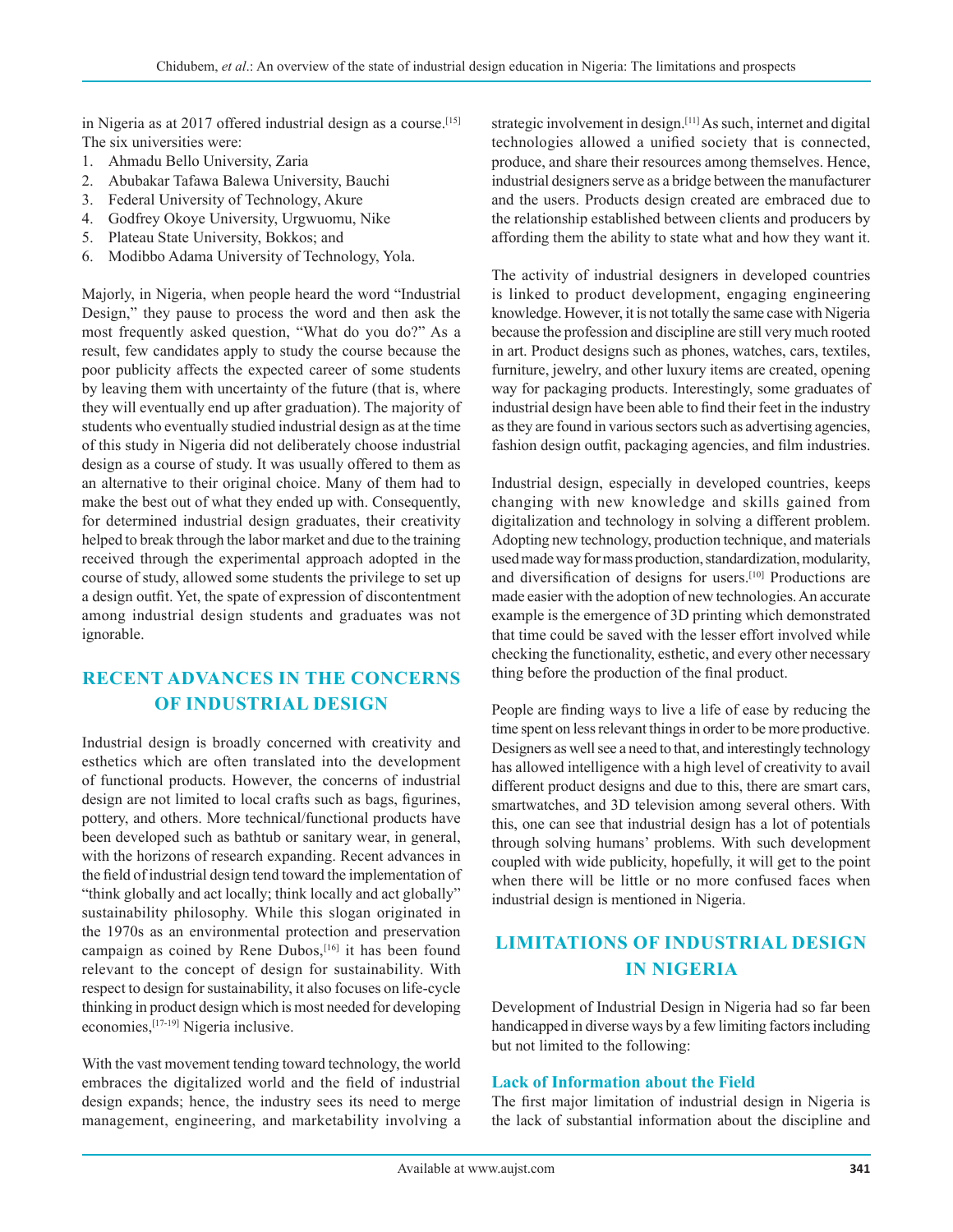in Nigeria as at 2017 offered industrial design as a course.[15] The six universities were:

1. Ahmadu Bello University, Zaria
2. Abubakar Tafawa Balewa University, Bauchi
3. Federal University of Technology, Akure
4. Godfrey Okoye University, Urgwuomu, Nike
5. Plateau State University, Bokkos; and
6. Modibbo Adama University of Technology, Yola.

Majorly, in Nigeria, when people heard the word "Industrial Design," they pause to process the word and then ask the most frequently asked question, "What do you do?" As a result, few candidates apply to study the course because the poor publicity affects the expected career of some students by leaving them with uncertainty of the future (that is, where they will eventually end up after graduation). The majority of students who eventually studied industrial design as at the time of this study in Nigeria did not deliberately choose industrial design as a course of study. It was usually offered to them as an alternative to their original choice. Many of them had to make the best out of what they ended up with. Consequently, for determined industrial design graduates, their creativity helped to break through the labor market and due to the training received through the experimental approach adopted in the course of study, allowed some students the privilege to set up a design outfit. Yet, the spate of expression of discontentment among industrial design students and graduates was not ignorable.

## RECENT ADVANCES IN THE CONCERNS OF INDUSTRIAL DESIGN

Industrial design is broadly concerned with creativity and esthetics which are often translated into the development of functional products. However, the concerns of industrial design are not limited to local crafts such as bags, figurines, pottery, and others. More technical/functional products have been developed such as bathtub or sanitary wear, in general, with the horizons of research expanding. Recent advances in the field of industrial design tend toward the implementation of "think globally and act locally; think locally and act globally" sustainability philosophy. While this slogan originated in the 1970s as an environmental protection and preservation campaign as coined by Rene Dubos,[16] it has been found relevant to the concept of design for sustainability. With respect to design for sustainability, it also focuses on life-cycle thinking in product design which is most needed for developing economies,[17-19] Nigeria inclusive.

With the vast movement tending toward technology, the world embraces the digitalized world and the field of industrial design expands; hence, the industry sees its need to merge management, engineering, and marketability involving a strategic involvement in design.[11] As such, internet and digital technologies allowed a unified society that is connected, produce, and share their resources among themselves. Hence, industrial designers serve as a bridge between the manufacturer and the users. Products design created are embraced due to the relationship established between clients and producers by affording them the ability to state what and how they want it.

The activity of industrial designers in developed countries is linked to product development, engaging engineering knowledge. However, it is not totally the same case with Nigeria because the profession and discipline are still very much rooted in art. Product designs such as phones, watches, cars, textiles, furniture, jewelry, and other luxury items are created, opening way for packaging products. Interestingly, some graduates of industrial design have been able to find their feet in the industry as they are found in various sectors such as advertising agencies, fashion design outfit, packaging agencies, and film industries.

Industrial design, especially in developed countries, keeps changing with new knowledge and skills gained from digitalization and technology in solving a different problem. Adopting new technology, production technique, and materials used made way for mass production, standardization, modularity, and diversification of designs for users.[10] Productions are made easier with the adoption of new technologies. An accurate example is the emergence of 3D printing which demonstrated that time could be saved with the lesser effort involved while checking the functionality, esthetic, and every other necessary thing before the production of the final product.

People are finding ways to live a life of ease by reducing the time spent on less relevant things in order to be more productive. Designers as well see a need to that, and interestingly technology has allowed intelligence with a high level of creativity to avail different product designs and due to this, there are smart cars, smartwatches, and 3D television among several others. With this, one can see that industrial design has a lot of potentials through solving humans' problems. With such development coupled with wide publicity, hopefully, it will get to the point when there will be little or no more confused faces when industrial design is mentioned in Nigeria.

## LIMITATIONS OF INDUSTRIAL DESIGN IN NIGERIA

Development of Industrial Design in Nigeria had so far been handicapped in diverse ways by a few limiting factors including but not limited to the following:

### Lack of Information about the Field

The first major limitation of industrial design in Nigeria is the lack of substantial information about the discipline and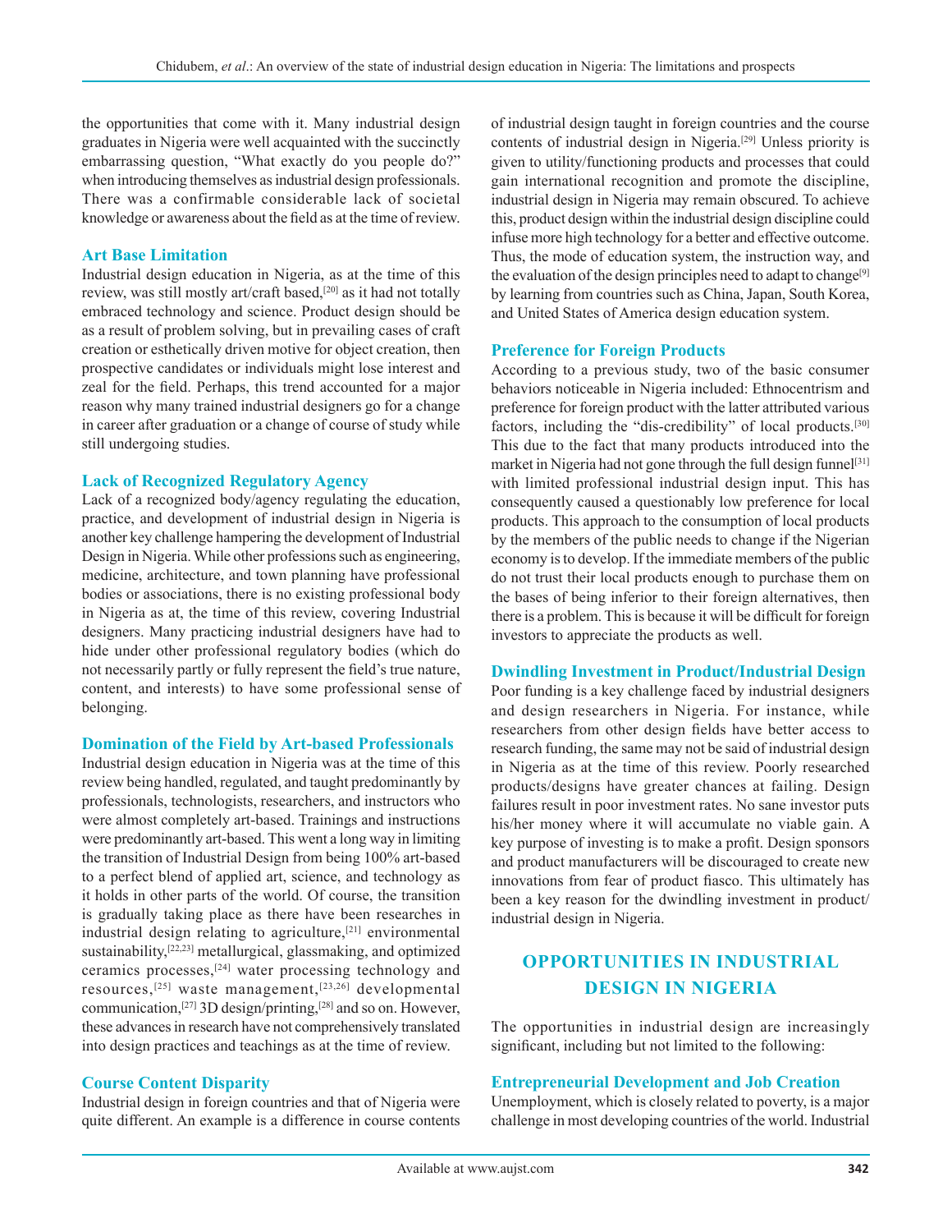the opportunities that come with it. Many industrial design graduates in Nigeria were well acquainted with the succinctly embarrassing question, "What exactly do you people do?" when introducing themselves as industrial design professionals. There was a confirmable considerable lack of societal knowledge or awareness about the field as at the time of review.

### Art Base Limitation

Industrial design education in Nigeria, as at the time of this review, was still mostly art/craft based,[20] as it had not totally embraced technology and science. Product design should be as a result of problem solving, but in prevailing cases of craft creation or esthetically driven motive for object creation, then prospective candidates or individuals might lose interest and zeal for the field. Perhaps, this trend accounted for a major reason why many trained industrial designers go for a change in career after graduation or a change of course of study while still undergoing studies.

### Lack of Recognized Regulatory Agency

Lack of a recognized body/agency regulating the education, practice, and development of industrial design in Nigeria is another key challenge hampering the development of Industrial Design in Nigeria. While other professions such as engineering, medicine, architecture, and town planning have professional bodies or associations, there is no existing professional body in Nigeria as at, the time of this review, covering Industrial designers. Many practicing industrial designers have had to hide under other professional regulatory bodies (which do not necessarily partly or fully represent the field's true nature, content, and interests) to have some professional sense of belonging.

### Domination of the Field by Art-based Professionals

Industrial design education in Nigeria was at the time of this review being handled, regulated, and taught predominantly by professionals, technologists, researchers, and instructors who were almost completely art-based. Trainings and instructions were predominantly art-based. This went a long way in limiting the transition of Industrial Design from being 100% art-based to a perfect blend of applied art, science, and technology as it holds in other parts of the world. Of course, the transition is gradually taking place as there have been researches in industrial design relating to agriculture,[21] environmental sustainability,[22,23] metallurgical, glassmaking, and optimized ceramics processes,[24] water processing technology and resources,[25] waste management,[23,26] developmental communication,[27] 3D design/printing,[28] and so on. However, these advances in research have not comprehensively translated into design practices and teachings as at the time of review.

### Course Content Disparity

Industrial design in foreign countries and that of Nigeria were quite different. An example is a difference in course contents of industrial design taught in foreign countries and the course contents of industrial design in Nigeria.[29] Unless priority is given to utility/functioning products and processes that could gain international recognition and promote the discipline, industrial design in Nigeria may remain obscured. To achieve this, product design within the industrial design discipline could infuse more high technology for a better and effective outcome. Thus, the mode of education system, the instruction way, and the evaluation of the design principles need to adapt to change[9] by learning from countries such as China, Japan, South Korea, and United States of America design education system.

### Preference for Foreign Products

According to a previous study, two of the basic consumer behaviors noticeable in Nigeria included: Ethnocentrism and preference for foreign product with the latter attributed various factors, including the "dis-credibility" of local products.[30] This due to the fact that many products introduced into the market in Nigeria had not gone through the full design funnel[31] with limited professional industrial design input. This has consequently caused a questionably low preference for local products. This approach to the consumption of local products by the members of the public needs to change if the Nigerian economy is to develop. If the immediate members of the public do not trust their local products enough to purchase them on the bases of being inferior to their foreign alternatives, then there is a problem. This is because it will be difficult for foreign investors to appreciate the products as well.

### Dwindling Investment in Product/Industrial Design

Poor funding is a key challenge faced by industrial designers and design researchers in Nigeria. For instance, while researchers from other design fields have better access to research funding, the same may not be said of industrial design in Nigeria as at the time of this review. Poorly researched products/designs have greater chances at failing. Design failures result in poor investment rates. No sane investor puts his/her money where it will accumulate no viable gain. A key purpose of investing is to make a profit. Design sponsors and product manufacturers will be discouraged to create new innovations from fear of product fiasco. This ultimately has been a key reason for the dwindling investment in product/industrial design in Nigeria.

## OPPORTUNITIES IN INDUSTRIAL DESIGN IN NIGERIA

The opportunities in industrial design are increasingly significant, including but not limited to the following:

### Entrepreneurial Development and Job Creation

Unemployment, which is closely related to poverty, is a major challenge in most developing countries of the world. Industrial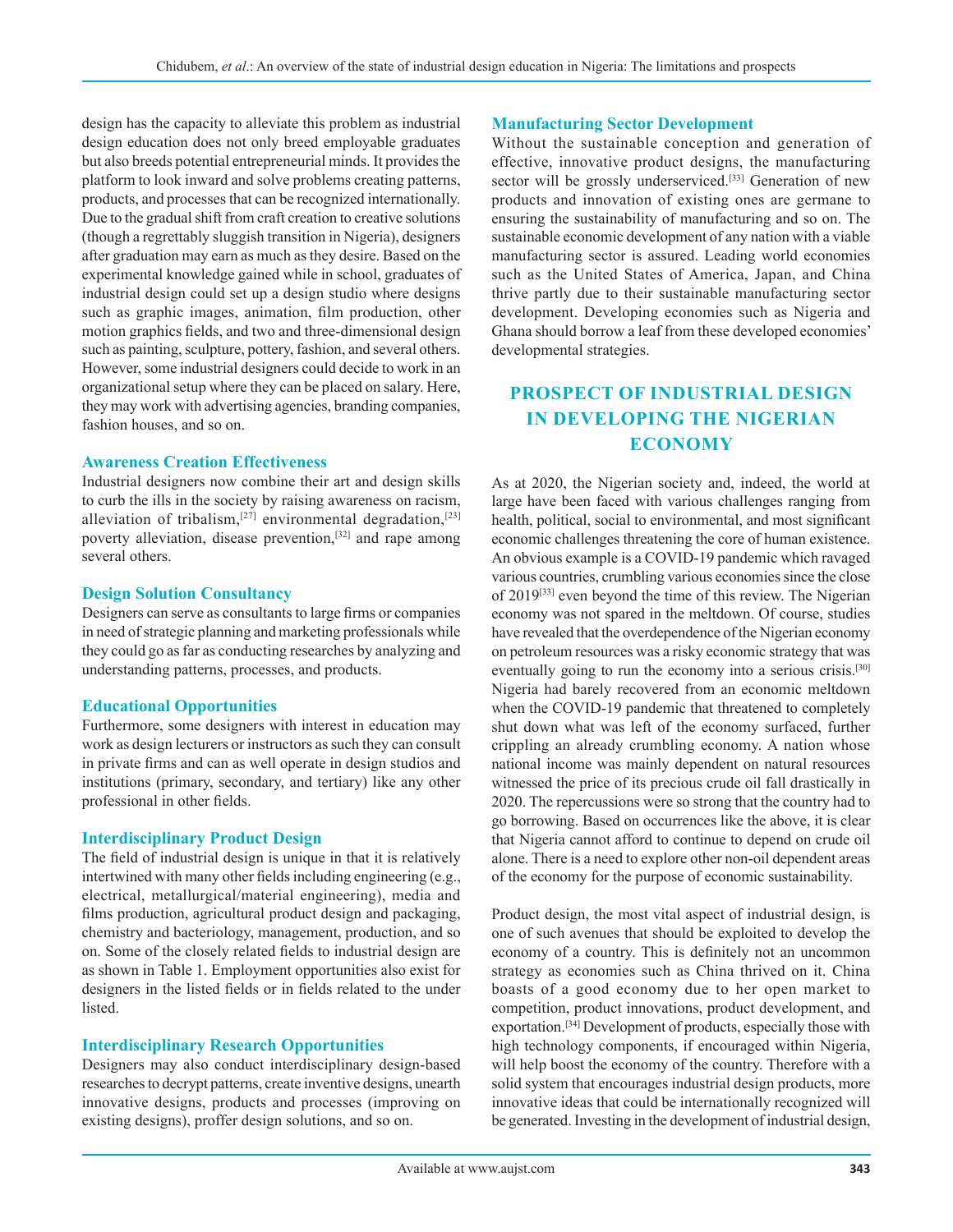design has the capacity to alleviate this problem as industrial design education does not only breed employable graduates but also breeds potential entrepreneurial minds. It provides the platform to look inward and solve problems creating patterns, products, and processes that can be recognized internationally. Due to the gradual shift from craft creation to creative solutions (though a regrettably sluggish transition in Nigeria), designers after graduation may earn as much as they desire. Based on the experimental knowledge gained while in school, graduates of industrial design could set up a design studio where designs such as graphic images, animation, film production, other motion graphics fields, and two and three-dimensional design such as painting, sculpture, pottery, fashion, and several others. However, some industrial designers could decide to work in an organizational setup where they can be placed on salary. Here, they may work with advertising agencies, branding companies, fashion houses, and so on.

### Awareness Creation Effectiveness

Industrial designers now combine their art and design skills to curb the ills in the society by raising awareness on racism, alleviation of tribalism,[27] environmental degradation,[23] poverty alleviation, disease prevention,[32] and rape among several others.

### Design Solution Consultancy

Designers can serve as consultants to large firms or companies in need of strategic planning and marketing professionals while they could go as far as conducting researches by analyzing and understanding patterns, processes, and products.

### Educational Opportunities

Furthermore, some designers with interest in education may work as design lecturers or instructors as such they can consult in private firms and can as well operate in design studios and institutions (primary, secondary, and tertiary) like any other professional in other fields.

### Interdisciplinary Product Design

The field of industrial design is unique in that it is relatively intertwined with many other fields including engineering (e.g., electrical, metallurgical/material engineering), media and films production, agricultural product design and packaging, chemistry and bacteriology, management, production, and so on. Some of the closely related fields to industrial design are as shown in Table 1. Employment opportunities also exist for designers in the listed fields or in fields related to the under listed.

### Interdisciplinary Research Opportunities

Designers may also conduct interdisciplinary design-based researches to decrypt patterns, create inventive designs, unearth innovative designs, products and processes (improving on existing designs), proffer design solutions, and so on.

### Manufacturing Sector Development

Without the sustainable conception and generation of effective, innovative product designs, the manufacturing sector will be grossly underserviced.[33] Generation of new products and innovation of existing ones are germane to ensuring the sustainability of manufacturing and so on. The sustainable economic development of any nation with a viable manufacturing sector is assured. Leading world economies such as the United States of America, Japan, and China thrive partly due to their sustainable manufacturing sector development. Developing economies such as Nigeria and Ghana should borrow a leaf from these developed economies' developmental strategies.

## PROSPECT OF INDUSTRIAL DESIGN IN DEVELOPING THE NIGERIAN ECONOMY

As at 2020, the Nigerian society and, indeed, the world at large have been faced with various challenges ranging from health, political, social to environmental, and most significant economic challenges threatening the core of human existence. An obvious example is a COVID-19 pandemic which ravaged various countries, crumbling various economies since the close of 2019[33] even beyond the time of this review. The Nigerian economy was not spared in the meltdown. Of course, studies have revealed that the overdependence of the Nigerian economy on petroleum resources was a risky economic strategy that was eventually going to run the economy into a serious crisis.[30] Nigeria had barely recovered from an economic meltdown when the COVID-19 pandemic that threatened to completely shut down what was left of the economy surfaced, further crippling an already crumbling economy. A nation whose national income was mainly dependent on natural resources witnessed the price of its precious crude oil fall drastically in 2020. The repercussions were so strong that the country had to go borrowing. Based on occurrences like the above, it is clear that Nigeria cannot afford to continue to depend on crude oil alone. There is a need to explore other non-oil dependent areas of the economy for the purpose of economic sustainability.

Product design, the most vital aspect of industrial design, is one of such avenues that should be exploited to develop the economy of a country. This is definitely not an uncommon strategy as economies such as China thrived on it. China boasts of a good economy due to her open market to competition, product innovations, product development, and exportation.[34] Development of products, especially those with high technology components, if encouraged within Nigeria, will help boost the economy of the country. Therefore with a solid system that encourages industrial design products, more innovative ideas that could be internationally recognized will be generated. Investing in the development of industrial design,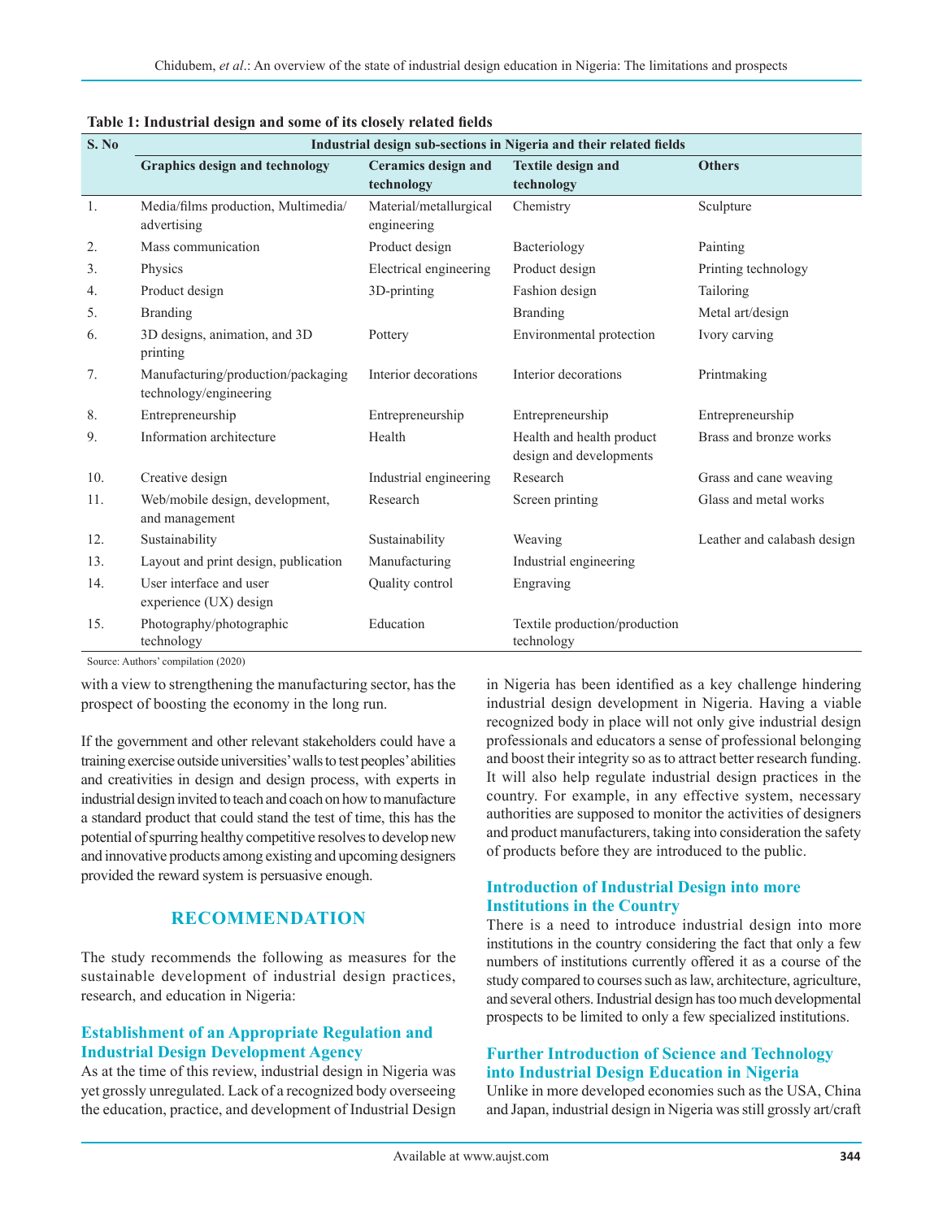**Table 1: Industrial design and some of its closely related fields**

| S. No | Industrial design sub-sections in Nigeria and their related fields | | | |
|---|---|---|---|---|
| | Graphics design and technology | Ceramics design and technology | Textile design and technology | Others |
| 1. | Media/films production, Multimedia/advertising | Material/metallurgical engineering | Chemistry | Sculpture |
| 2. | Mass communication | Product design | Bacteriology | Painting |
| 3. | Physics | Electrical engineering | Product design | Printing technology |
| 4. | Product design | 3D-printing | Fashion design | Tailoring |
| 5. | Branding | | Branding | Metal art/design |
| 6. | 3D designs, animation, and 3D printing | Pottery | Environmental protection | Ivory carving |
| 7. | Manufacturing/production/packaging technology/engineering | Interior decorations | Interior decorations | Printmaking |
| 8. | Entrepreneurship | Entrepreneurship | Entrepreneurship | Entrepreneurship |
| 9. | Information architecture | Health | Health and health product design and developments | Brass and bronze works |
| 10. | Creative design | Industrial engineering | Research | Grass and cane weaving |
| 11. | Web/mobile design, development, and management | Research | Screen printing | Glass and metal works |
| 12. | Sustainability | Sustainability | Weaving | Leather and calabash design |
| 13. | Layout and print design, publication | Manufacturing | Industrial engineering | |
| 14. | User interface and user experience (UX) design | Quality control | Engraving | |
| 15. | Photography/photographic technology | Education | Textile production/production technology | |

Source: Authors' compilation (2020)

with a view to strengthening the manufacturing sector, has the prospect of boosting the economy in the long run.

If the government and other relevant stakeholders could have a training exercise outside universities' walls to test peoples' abilities and creativities in design and design process, with experts in industrial design invited to teach and coach on how to manufacture a standard product that could stand the test of time, this has the potential of spurring healthy competitive resolves to develop new and innovative products among existing and upcoming designers provided the reward system is persuasive enough.

## RECOMMENDATION

The study recommends the following as measures for the sustainable development of industrial design practices, research, and education in Nigeria:

### Establishment of an Appropriate Regulation and Industrial Design Development Agency

As at the time of this review, industrial design in Nigeria was yet grossly unregulated. Lack of a recognized body overseeing the education, practice, and development of Industrial Design in Nigeria has been identified as a key challenge hindering industrial design development in Nigeria. Having a viable recognized body in place will not only give industrial design professionals and educators a sense of professional belonging and boost their integrity so as to attract better research funding. It will also help regulate industrial design practices in the country. For example, in any effective system, necessary authorities are supposed to monitor the activities of designers and product manufacturers, taking into consideration the safety of products before they are introduced to the public.

### Introduction of Industrial Design into more Institutions in the Country

There is a need to introduce industrial design into more institutions in the country considering the fact that only a few numbers of institutions currently offered it as a course of the study compared to courses such as law, architecture, agriculture, and several others. Industrial design has too much developmental prospects to be limited to only a few specialized institutions.

### Further Introduction of Science and Technology into Industrial Design Education in Nigeria

Unlike in more developed economies such as the USA, China and Japan, industrial design in Nigeria was still grossly art/craft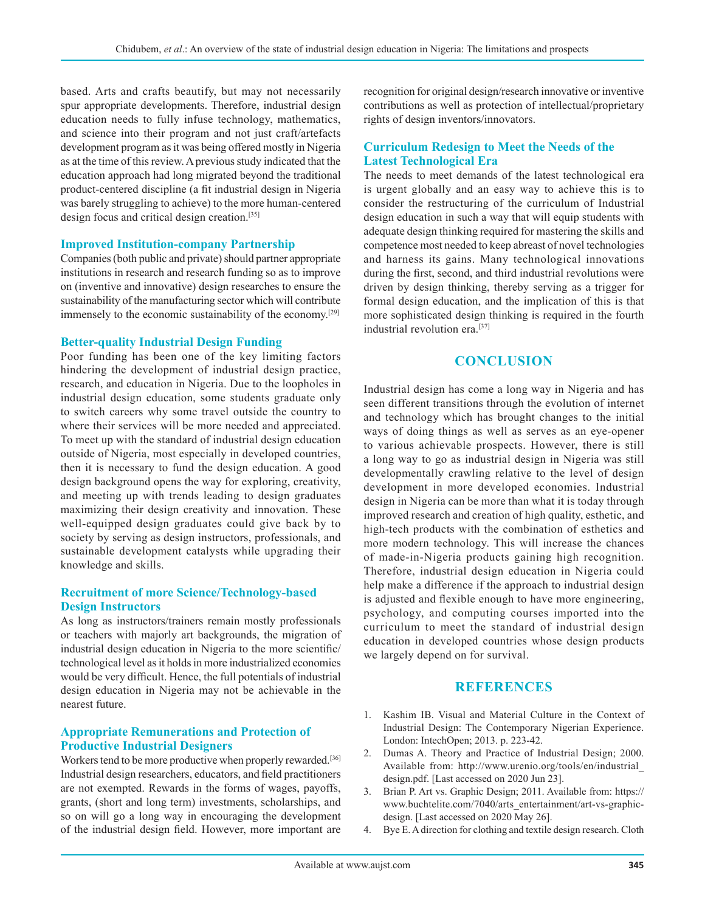based. Arts and crafts beautify, but may not necessarily spur appropriate developments. Therefore, industrial design education needs to fully infuse technology, mathematics, and science into their program and not just craft/artefacts development program as it was being offered mostly in Nigeria as at the time of this review. A previous study indicated that the education approach had long migrated beyond the traditional product-centered discipline (a fit industrial design in Nigeria was barely struggling to achieve) to the more human-centered design focus and critical design creation.[35]

### Improved Institution-company Partnership

Companies (both public and private) should partner appropriate institutions in research and research funding so as to improve on (inventive and innovative) design researches to ensure the sustainability of the manufacturing sector which will contribute immensely to the economic sustainability of the economy.[29]

### Better-quality Industrial Design Funding

Poor funding has been one of the key limiting factors hindering the development of industrial design practice, research, and education in Nigeria. Due to the loopholes in industrial design education, some students graduate only to switch careers why some travel outside the country to where their services will be more needed and appreciated. To meet up with the standard of industrial design education outside of Nigeria, most especially in developed countries, then it is necessary to fund the design education. A good design background opens the way for exploring, creativity, and meeting up with trends leading to design graduates maximizing their design creativity and innovation. These well-equipped design graduates could give back by to society by serving as design instructors, professionals, and sustainable development catalysts while upgrading their knowledge and skills.

### Recruitment of more Science/Technology-based Design Instructors

As long as instructors/trainers remain mostly professionals or teachers with majorly art backgrounds, the migration of industrial design education in Nigeria to the more scientific/technological level as it holds in more industrialized economies would be very difficult. Hence, the full potentials of industrial design education in Nigeria may not be achievable in the nearest future.

### Appropriate Remunerations and Protection of Productive Industrial Designers

Workers tend to be more productive when properly rewarded.[36] Industrial design researchers, educators, and field practitioners are not exempted. Rewards in the forms of wages, payoffs, grants, (short and long term) investments, scholarships, and so on will go a long way in encouraging the development of the industrial design field. However, more important are recognition for original design/research innovative or inventive contributions as well as protection of intellectual/proprietary rights of design inventors/innovators.

### Curriculum Redesign to Meet the Needs of the Latest Technological Era

The needs to meet demands of the latest technological era is urgent globally and an easy way to achieve this is to consider the restructuring of the curriculum of Industrial design education in such a way that will equip students with adequate design thinking required for mastering the skills and competence most needed to keep abreast of novel technologies and harness its gains. Many technological innovations during the first, second, and third industrial revolutions were driven by design thinking, thereby serving as a trigger for formal design education, and the implication of this is that more sophisticated design thinking is required in the fourth industrial revolution era.[37]

## CONCLUSION

Industrial design has come a long way in Nigeria and has seen different transitions through the evolution of internet and technology which has brought changes to the initial ways of doing things as well as serves as an eye-opener to various achievable prospects. However, there is still a long way to go as industrial design in Nigeria was still developmentally crawling relative to the level of design development in more developed economies. Industrial design in Nigeria can be more than what it is today through improved research and creation of high quality, esthetic, and high-tech products with the combination of esthetics and more modern technology. This will increase the chances of made-in-Nigeria products gaining high recognition. Therefore, industrial design education in Nigeria could help make a difference if the approach to industrial design is adjusted and flexible enough to have more engineering, psychology, and computing courses imported into the curriculum to meet the standard of industrial design education in developed countries whose design products we largely depend on for survival.

## REFERENCES

1. Kashim IB. Visual and Material Culture in the Context of Industrial Design: The Contemporary Nigerian Experience. London: IntechOpen; 2013. p. 223-42.
2. Dumas A. Theory and Practice of Industrial Design; 2000. Available from: http://www.urenio.org/tools/en/industrial_design.pdf. [Last accessed on 2020 Jun 23].
3. Brian P. Art vs. Graphic Design; 2011. Available from: https://www.buchtelite.com/7040/arts_entertainment/art-vs-graphic-design. [Last accessed on 2020 May 26].
4. Bye E. A direction for clothing and textile design research. Cloth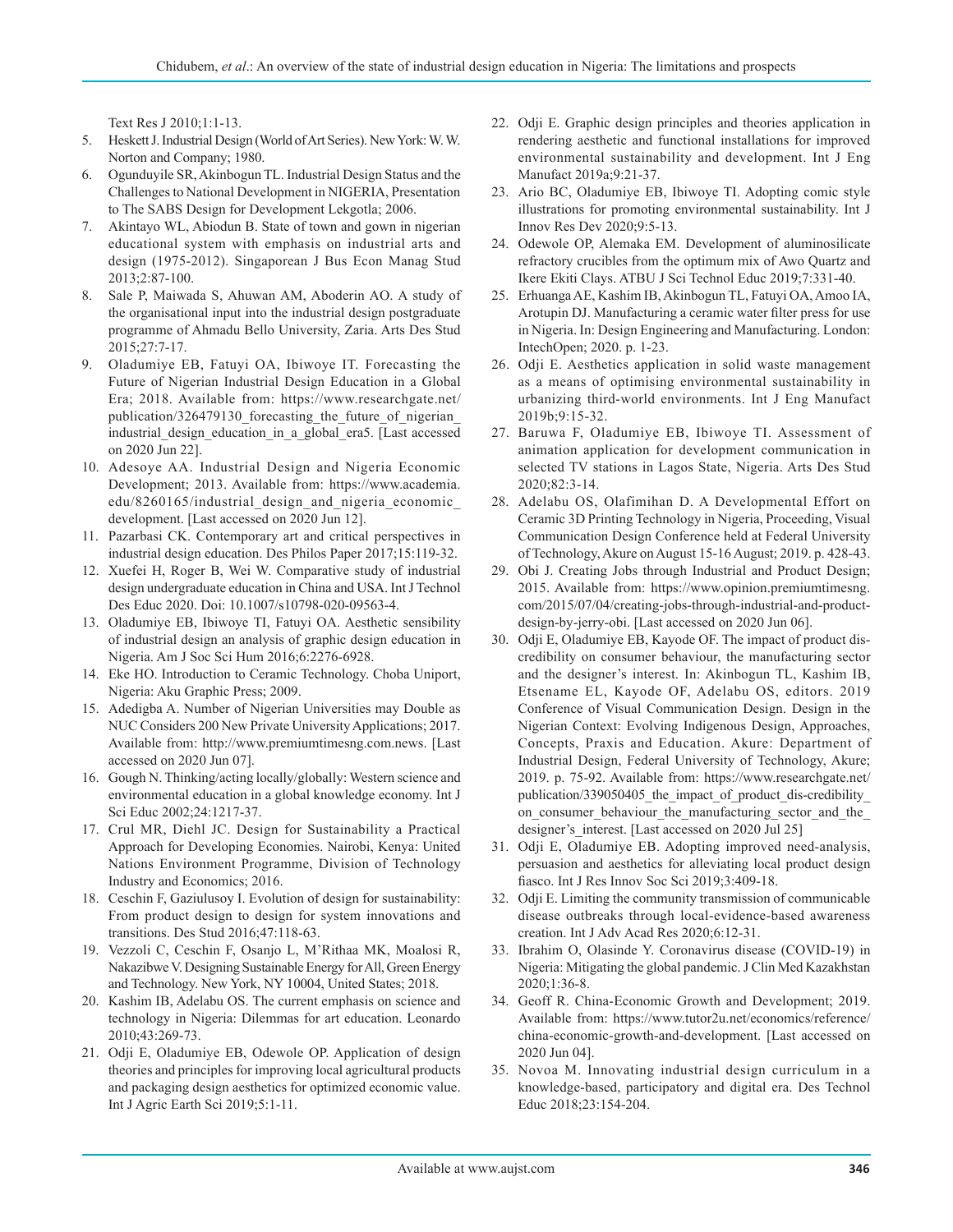Text Res J 2010;1:1-13.

5. Heskett J. Industrial Design (World of Art Series). New York: W. W. Norton and Company; 1980.
6. Ogunduyile SR, Akinbogun TL. Industrial Design Status and the Challenges to National Development in NIGERIA, Presentation to The SABS Design for Development Lekgotla; 2006.
7. Akintayo WL, Abiodun B. State of town and gown in nigerian educational system with emphasis on industrial arts and design (1975-2012). Singaporean J Bus Econ Manag Stud 2013;2:87-100.
8. Sale P, Maiwada S, Ahuwan AM, Aboderin AO. A study of the organisational input into the industrial design postgraduate programme of Ahmadu Bello University, Zaria. Arts Des Stud 2015;27:7-17.
9. Oladumiye EB, Fatuyi OA, Ibiwoye IT. Forecasting the Future of Nigerian Industrial Design Education in a Global Era; 2018. Available from: https://www.researchgate.net/publication/326479130_forecasting_the_future_of_nigerian_industrial_design_education_in_a_global_era5. [Last accessed on 2020 Jun 22].
10. Adesoye AA. Industrial Design and Nigeria Economic Development; 2013. Available from: https://www.academia.edu/8260165/industrial_design_and_nigeria_economic_development. [Last accessed on 2020 Jun 12].
11. Pazarbasi CK. Contemporary art and critical perspectives in industrial design education. Des Philos Paper 2017;15:119-32.
12. Xuefei H, Roger B, Wei W. Comparative study of industrial design undergraduate education in China and USA. Int J Technol Des Educ 2020. Doi: 10.1007/s10798-020-09563-4.
13. Oladumiye EB, Ibiwoye TI, Fatuyi OA. Aesthetic sensibility of industrial design an analysis of graphic design education in Nigeria. Am J Soc Sci Hum 2016;6:2276-6928.
14. Eke HO. Introduction to Ceramic Technology. Choba Uniport, Nigeria: Aku Graphic Press; 2009.
15. Adedigba A. Number of Nigerian Universities may Double as NUC Considers 200 New Private University Applications; 2017. Available from: http://www.premiumtimesng.com.news. [Last accessed on 2020 Jun 07].
16. Gough N. Thinking/acting locally/globally: Western science and environmental education in a global knowledge economy. Int J Sci Educ 2002;24:1217-37.
17. Crul MR, Diehl JC. Design for Sustainability a Practical Approach for Developing Economies. Nairobi, Kenya: United Nations Environment Programme, Division of Technology Industry and Economics; 2016.
18. Ceschin F, Gaziulusoy I. Evolution of design for sustainability: From product design to design for system innovations and transitions. Des Stud 2016;47:118-63.
19. Vezzoli C, Ceschin F, Osanjo L, M'Rithaa MK, Moalosi R, Nakazibwe V. Designing Sustainable Energy for All, Green Energy and Technology. New York, NY 10004, United States; 2018.
20. Kashim IB, Adelabu OS. The current emphasis on science and technology in Nigeria: Dilemmas for art education. Leonardo 2010;43:269-73.
21. Odji E, Oladumiye EB, Odewole OP. Application of design theories and principles for improving local agricultural products and packaging design aesthetics for optimized economic value. Int J Agric Earth Sci 2019;5:1-11.
22. Odji E. Graphic design principles and theories application in rendering aesthetic and functional installations for improved environmental sustainability and development. Int J Eng Manufact 2019a;9:21-37.
23. Ario BC, Oladumiye EB, Ibiwoye TI. Adopting comic style illustrations for promoting environmental sustainability. Int J Innov Res Dev 2020;9:5-13.
24. Odewole OP, Alemaka EM. Development of aluminosilicate refractory crucibles from the optimum mix of Awo Quartz and Ikere Ekiti Clays. ATBU J Sci Technol Educ 2019;7:331-40.
25. Erhuanga AE, Kashim IB, Akinbogun TL, Fatuyi OA, Amoo IA, Arotupin DJ. Manufacturing a ceramic water filter press for use in Nigeria. In: Design Engineering and Manufacturing. London: IntechOpen; 2020. p. 1-23.
26. Odji E. Aesthetics application in solid waste management as a means of optimising environmental sustainability in urbanizing third-world environments. Int J Eng Manufact 2019b;9:15-32.
27. Baruwa F, Oladumiye EB, Ibiwoye TI. Assessment of animation application for development communication in selected TV stations in Lagos State, Nigeria. Arts Des Stud 2020;82:3-14.
28. Adelabu OS, Olafimihan D. A Developmental Effort on Ceramic 3D Printing Technology in Nigeria, Proceeding, Visual Communication Design Conference held at Federal University of Technology, Akure on August 15-16 August; 2019. p. 428-43.
29. Obi J. Creating Jobs through Industrial and Product Design; 2015. Available from: https://www.opinion.premiumtimesng.com/2015/07/04/creating-jobs-through-industrial-and-product-design-by-jerry-obi. [Last accessed on 2020 Jun 06].
30. Odji E, Oladumiye EB, Kayode OF. The impact of product dis-credibility on consumer behaviour, the manufacturing sector and the designer's interest. In: Akinbogun TL, Kashim IB, Etsename EL, Kayode OF, Adelabu OS, editors. 2019 Conference of Visual Communication Design. Design in the Nigerian Context: Evolving Indigenous Design, Approaches, Concepts, Praxis and Education. Akure: Department of Industrial Design, Federal University of Technology, Akure; 2019. p. 75-92. Available from: https://www.researchgate.net/publication/339050405_the_impact_of_product_dis-credibility_on_consumer_behaviour_the_manufacturing_sector_and_the_designer's_interest. [Last accessed on 2020 Jul 25]
31. Odji E, Oladumiye EB. Adopting improved need-analysis, persuasion and aesthetics for alleviating local product design fiasco. Int J Res Innov Soc Sci 2019;3:409-18.
32. Odji E. Limiting the community transmission of communicable disease outbreaks through local-evidence-based awareness creation. Int J Adv Acad Res 2020;6:12-31.
33. Ibrahim O, Olasinde Y. Coronavirus disease (COVID-19) in Nigeria: Mitigating the global pandemic. J Clin Med Kazakhstan 2020;1:36-8.
34. Geoff R. China-Economic Growth and Development; 2019. Available from: https://www.tutor2u.net/economics/reference/china-economic-growth-and-development. [Last accessed on 2020 Jun 04].
35. Novoa M. Innovating industrial design curriculum in a knowledge-based, participatory and digital era. Des Technol Educ 2018;23:154-204.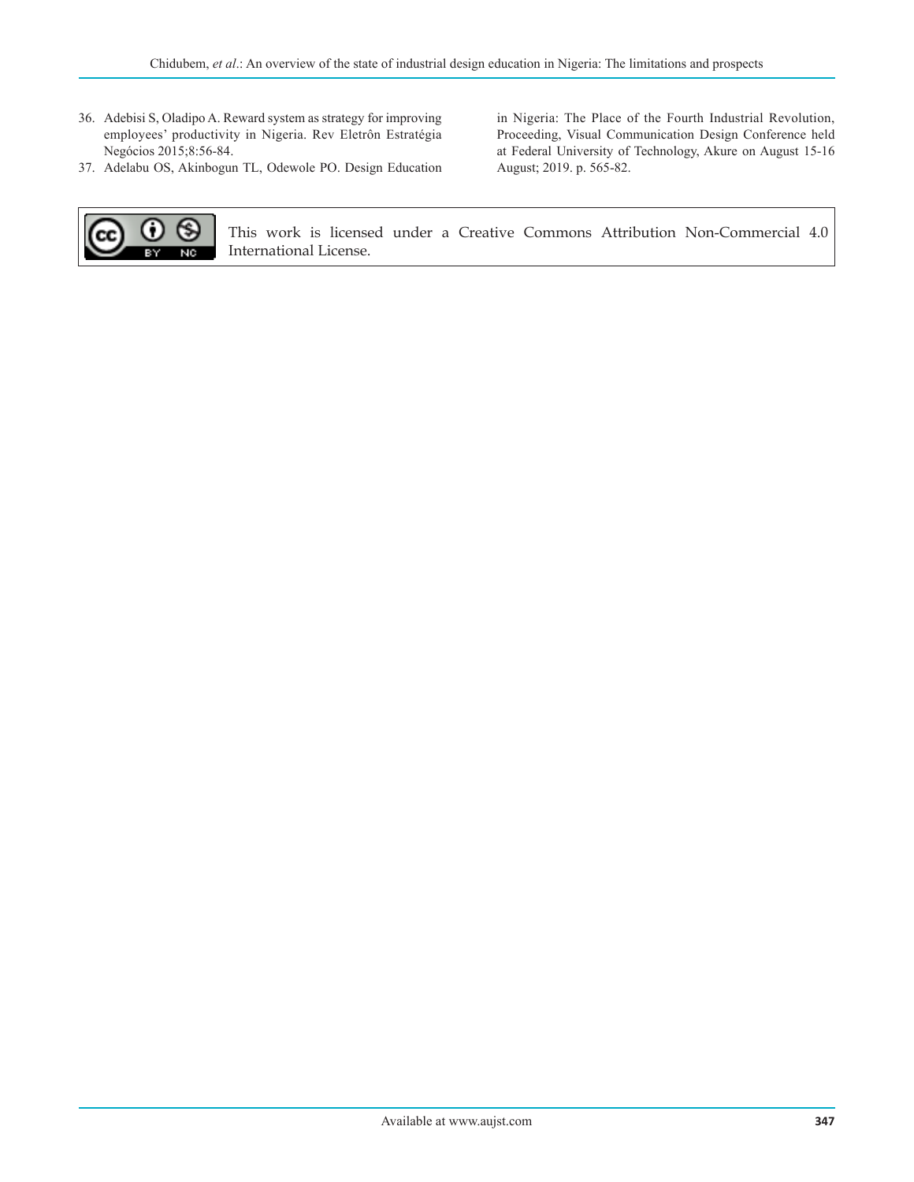36. Adebisi S, Oladipo A. Reward system as strategy for improving employees' productivity in Nigeria. Rev Eletrôn Estratégia Negócios 2015;8:56-84.
37. Adelabu OS, Akinbogun TL, Odewole PO. Design Education in Nigeria: The Place of the Fourth Industrial Revolution, Proceeding, Visual Communication Design Conference held at Federal University of Technology, Akure on August 15-16 August; 2019. p. 565-82.

This work is licensed under a Creative Commons Attribution Non-Commercial 4.0 International License.